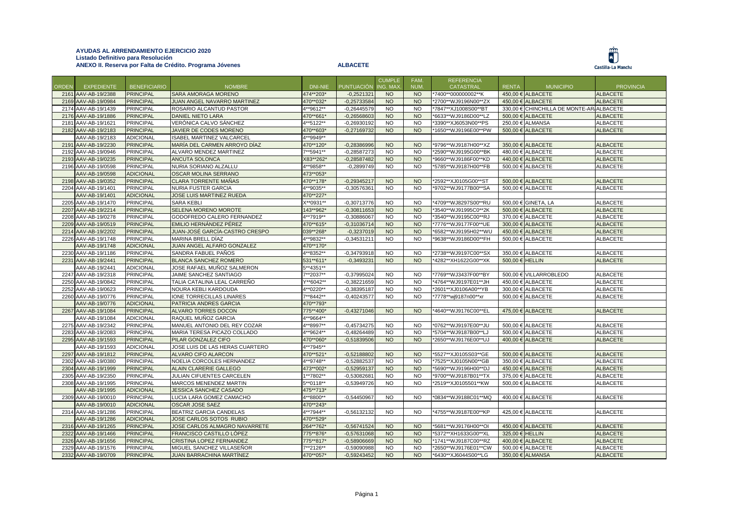**AYUDAS AL ARRENDAMIENTO EJERCICIO 2020**
**Listado Definitivo para Resolución**
**ANEXO II. Reserva por Falta de Crédito. Programa Jóvenes** **ALBACETE**

Castilla-La Mancha

| ORDEN | EXPEDIENTE | BENEFICIARIO | NOMBRE | DNI-NIE | PUNTUACIÓN | CUMPLE ING. MAX. | FAM. NUM. | REFERENCIA CATASTRAL | RENTA | MUNICIPIO | PROVINCIA |
|---|---|---|---|---|---|---|---|---|---|---|---|
| 2161 | AAV-AB-19/2388 | PRINCIPAL | SARA AMORAGA MORENO | 474**203* | -0,2521321 | NO | NO | *7400**000000002**K | 450,00 € | ALBACETE | ALBACETE |
| 2169 | AAV-AB-19/0984 | PRINCIPAL | JUAN ANGEL NAVARRO MARTINEZ | 470**032* | -0,25733584 | NO | NO | *2700**WJ9196N00**ZX | 450,00 € | ALBACETE | ALBACETE |
| 2174 | AAV-AB-19/1439 | PRINCIPAL | ROSARIO ALCANTUD PASTOR | 4**9612** | -0,26445579 | NO | NO | *7847**XJ1008S00**BT | 330,00 € | CHINCHILLA DE MONTE-AR | ALBACETE |
| 2176 | AAV-AB-19/1886 | PRINCIPAL | DANIEL NIETO LARA | 470**661* | -0,26568603 | NO | NO | *6633**WJ9186D00**LZ | 500,00 € | ALBACETE | ALBACETE |
| 2181 | AAV-AB-19/1621 | PRINCIPAL | VERÓNICA CALVO SÁNCHEZ | 4**5122** | -0,26930192 | NO | NO | *3390**XJ6053N00**PS | 250,00 € | ALMANSA | ALBACETE |
| 2182 | AAV-AB-19/2183 | PRINCIPAL | JAVIER DE CODES MORENO | 470**603* | -0,27169732 | NO | NO | *1650**WJ9196E00**PW | 500,00 € | ALBACETE | ALBACETE |
| | AAV-AB-19/2183 | ADICIONAL | ISABEL MARTINEZ VALCARCEL | 4**9949** | | | | | | | |
| 2191 | AAV-AB-19/2230 | PRINCIPAL | MARÍA DEL CARMEN ARROYO DÍAZ | 470**120* | -0,28386996 | NO | NO | *9796**WJ9187H00**XZ | 350,00 € | ALBACETE | ALBACETE |
| 2192 | AAV-AB-19/0946 | PRINCIPAL | ALVARO MENDEZ MARTINEZ | 7**5941** | -0,28587273 | NO | NO | *2590**WJ9195G00**BK | 480,00 € | ALBACETE | ALBACETE |
| 2193 | AAV-AB-19/0235 | PRINCIPAL | ANCUTA SOLONCA | X83**262* | -0,28587482 | NO | NO | *9660**WJ9186F00**KD | 440,00 € | ALBACETE | ALBACETE |
| 2196 | AAV-AB-19/0598 | PRINCIPAL | NURIA SORIANO ALZALLU | 4**9858** | -0,2899749 | NO | NO | *5785**WJ9187H00**FB | 500,00 € | ALBACETE | ALBACETE |
| | AAV-AB-19/0598 | ADICIONAL | OSCAR MOLINA SERRANO | 473**053* | | | | | | | |
| 2198 | AAV-AB-19/0352 | PRINCIPAL | CLARA TORRENTE MAÑAS | 470**178* | -0,29345217 | NO | NO | *2592**XJ0105G00**ST | 500,00 € | ALBACETE | ALBACETE |
| 2204 | AAV-AB-19/1401 | PRINCIPAL | NURIA FUSTER GARCIA | 4**9035** | -0,30576361 | NO | NO | *9702**WJ9177B00**SA | 500,00 € | ALBACETE | ALBACETE |
| | AAV-AB-19/1401 | ADICIONAL | JOSE LUIS MARTINEZ RUEDA | 470**227* | | | | | | | |
| 2205 | AAV-AB-19/1470 | PRINCIPAL | SARA KEBLI | X**0931** | -0,30713776 | NO | NO | *4709**WJ8297S00**RU | 500,00 € | GINETA, LA | ALBACETE |
| 2207 | AAV-AB-19/2214 | PRINCIPAL | SELENA MORENO MOROTE | 143**962* | -0,30811653 | NO | NO | *3540**WJ91995C0**2K | 500,00 € | ALBACETE | ALBACETE |
| 2208 | AAV-AB-19/0278 | PRINCIPAL | GODOFREDO CALERO FERNANDEZ | 4**7919** | -0,30886067 | NO | NO | *3540**WJ9195C00**RJ | 370,00 € | ALBACETE | ALBACETE |
| 2209 | AAV-AB-19/0519 | PRINCIPAL | EMILIO HERNÁNDEZ PÉREZ | 470**615* | -0,31036714 | NO | NO | *7776**WJ9177F00**UE | 300,00 € | ALBACETE | ALBACETE |
| 2214 | AAV-AB-19/2202 | PRINCIPAL | JUAN-JOSÉ GARCÍA-CASTRO CRESPO | 039**268* | -0,3237019 | NO | NO | *6582**WJ9195H02**WU | 450,00 € | ALBACETE | ALBACETE |
| 2226 | AAV-AB-19/1748 | PRINCIPAL | MARINA BRELL DÍAZ | 4**9832** | -0,34531211 | NO | NO | *9638**WJ9186D00**FH | 500,00 € | ALBACETE | ALBACETE |
| | AAV-AB-19/1748 | ADICIONAL | JUAN ANGEL ALFARO GONZALEZ | 470**170* | | | | | | | |
| 2230 | AAV-AB-19/1186 | PRINCIPAL | SANDRA FABUEL PAÑOS | 4**8352** | -0,34793918 | NO | NO | *2738**WJ9197C00**SX | 350,00 € | ALBACETE | ALBACETE |
| 2231 | AAV-AB-19/2441 | PRINCIPAL | BLANCA SANCHEZ ROMERO | 531**611* | -0,3493231 | NO | NO | *4282**XH1622G00**XK | 500,00 € | HELLIN | ALBACETE |
| | AAV-AB-19/2441 | ADICIONAL | JOSE RAFAEL MUÑOZ SALMERON | 5**4351** | | | | | | | |
| 2247 | AAV-AB-19/2318 | PRINCIPAL | JAIME SANCHEZ SANTIAGO | 7**2037** | -0,37995024 | NO | NO | *7769**WJ3437F00**BY | 500,00 € | VILLARROBLEDO | ALBACETE |
| 2250 | AAV-AB-19/0842 | PRINCIPAL | TALIA CATALINA LEAL CARREÑO | Y**6042** | -0,38221659 | NO | NO | *4764**WJ9197E01**JH | 450,00 € | ALBACETE | ALBACETE |
| 2252 | AAV-AB-19/0623 | PRINCIPAL | NOURA KEBLI KARDOUDA | 4**0220** | -0,38395187 | NO | NO | *2601**XJ0106A00**YB | 300,00 € | ALBACETE | ALBACETE |
| 2260 | AAV-AB-19/0776 | PRINCIPAL | IONE TORRECILLAS LINARES | 7**8442** | -0,40243577 | NO | NO | *7778**wj9187n00**xr | 500,00 € | ALBACETE | ALBACETE |
| | AAV-AB-19/0776 | ADICIONAL | PATRICIA ANDRES GARCIA | 470**793* | | | | | | | |
| 2267 | AAV-AB-19/1084 | PRINCIPAL | ALVARO TORRES DOCON | 775**400* | -0,43271046 | NO | NO | *4640**WJ9176C00**EL | 475,00 € | ALBACETE | ALBACETE |
| | AAV-AB-19/1084 | ADICIONAL | RAQUEL MUÑOZ GARCIA | 4**9664** | | | | | | | |
| 2275 | AAV-AB-19/2342 | PRINCIPAL | MANUEL ANTONIO DEL REY COZAR | 4**8997** | -0,45734275 | NO | NO | *0762**WJ9197E00**JU | 500,00 € | ALBACETE | ALBACETE |
| 2283 | AAV-AB-19/2083 | PRINCIPAL | MARIA TERESA PICAZO COLLADO | 4**9624** | -0,48264489 | NO | NO | *5704**WJ9187B00**LJ | 500,00 € | ALBACETE | ALBACETE |
| 2295 | AAV-AB-19/1593 | PRINCIPAL | PILAR GONZALEZ CIFO | 470**060* | -0,51839506 | NO | NO | *2650**WJ9176E00**UJ | 400,00 € | ALBACETE | ALBACETE |
| | AAV-AB-19/1593 | ADICIONAL | JOSE LUIS DE LAS HERAS CUARTERO | 4**7945** | | | | | | | |
| 2297 | AAV-AB-19/1812 | PRINCIPAL | ALVARO CIFO ALARCON | 470**521* | -0,52188802 | NO | NO | *5527**XJ0105S03**GE | 500,00 € | ALBACETE | ALBACETE |
| 2302 | AAV-AB-19/0380 | PRINCIPAL | NOELIA CORCOLES HERNANDEZ | 4**9748** | -0,52882537 | NO | NO | *7525**XJ0105N00**GB | 350,00 € | ALBACETE | ALBACETE |
| 2304 | AAV-AB-19/1999 | PRINCIPAL | ALAIN CLARERIE GALLEGO | 473**002* | -0,52959137 | NO | NO | *5690**WJ9196H00**DJ | 450,00 € | ALBACETE | ALBACETE |
| 2305 | AAV-AB-19/2350 | PRINCIPAL | JULIAN CIFUENTES CARCELEN | 1**7802** | -0,53082681 | NO | NO | *9700**WJ9187B01**TX | 375,00 € | ALBACETE | ALBACETE |
| 2308 | AAV-AB-19/1995 | PRINCIPAL | MARCOS MENENDEZ MARTIN | 5**0118** | -0,53949726 | NO | NO | *2519**XJ0105501**KW | 500,00 € | ALBACETE | ALBACETE |
| | AAV-AB-19/1995 | ADICIONAL | JESSICA SANCHEZ CASADO | 475**713* | | | | | | | |
| 2309 | AAV-AB-19/0010 | PRINCIPAL | LUCIA LARA GOMEZ CAMACHO | 4**8800** | -0,54450967 | NO | NO | *0834**WJ9188C01**MQ | 400,00 € | ALBACETE | ALBACETE |
| | AAV-AB-19/0010 | ADICIONAL | OSCAR JOSE SAEZ | 470**243* | | | | | | | |
| 2314 | AAV-AB-19/1286 | PRINCIPAL | BEATRIZ GARCIA CANDELAS | 4**7944** | -0,56132132 | NO | NO | *4755**WJ9187E00**KP | 425,00 € | ALBACETE | ALBACETE |
| | AAV-AB-19/1286 | ADICIONAL | JOSE CARLOS SOTOS RUBIO | 470**529* | | | | | | | |
| 2316 | AAV-AB-19/1265 | PRINCIPAL | JOSE CARLOS ALMAGRO NAVARRETE | 264**762* | -0,56741524 | NO | NO | *5681**WJ9176H00**OI | 450,00 € | ALBACETE | ALBACETE |
| 2322 | AAV-AB-19/1466 | PRINCIPAL | FRANCISCO CASTILLO LÓPEZ | 775**876* | -0,57631068 | NO | NO | *5372**XH1633G00**XL | 325,00 € | HELLIN | ALBACETE |
| 2326 | AAV-AB-19/1656 | PRINCIPAL | CRISTINA LOPEZ FERNANDEZ | 775**817* | -0,58906669 | NO | NO | *1741**WJ9187C00**RZ | 400,00 € | ALBACETE | ALBACETE |
| 2329 | AAV-AB-19/1576 | PRINCIPAL | MIGUEL SANCHEZ VILLASEÑOR | 7**2126** | -0,59090988 | NO | NO | *2650**WJ9176E01**CW | 500,00 € | ALBACETE | ALBACETE |
| 2332 | AAV-AB-19/0709 | PRINCIPAL | JUAN BARRACHINA MARTÍNEZ | 470**057* | -0,59243452 | NO | NO | *6430**XJ6044S00**LG | 350,00 € | ALMANSA | ALBACETE |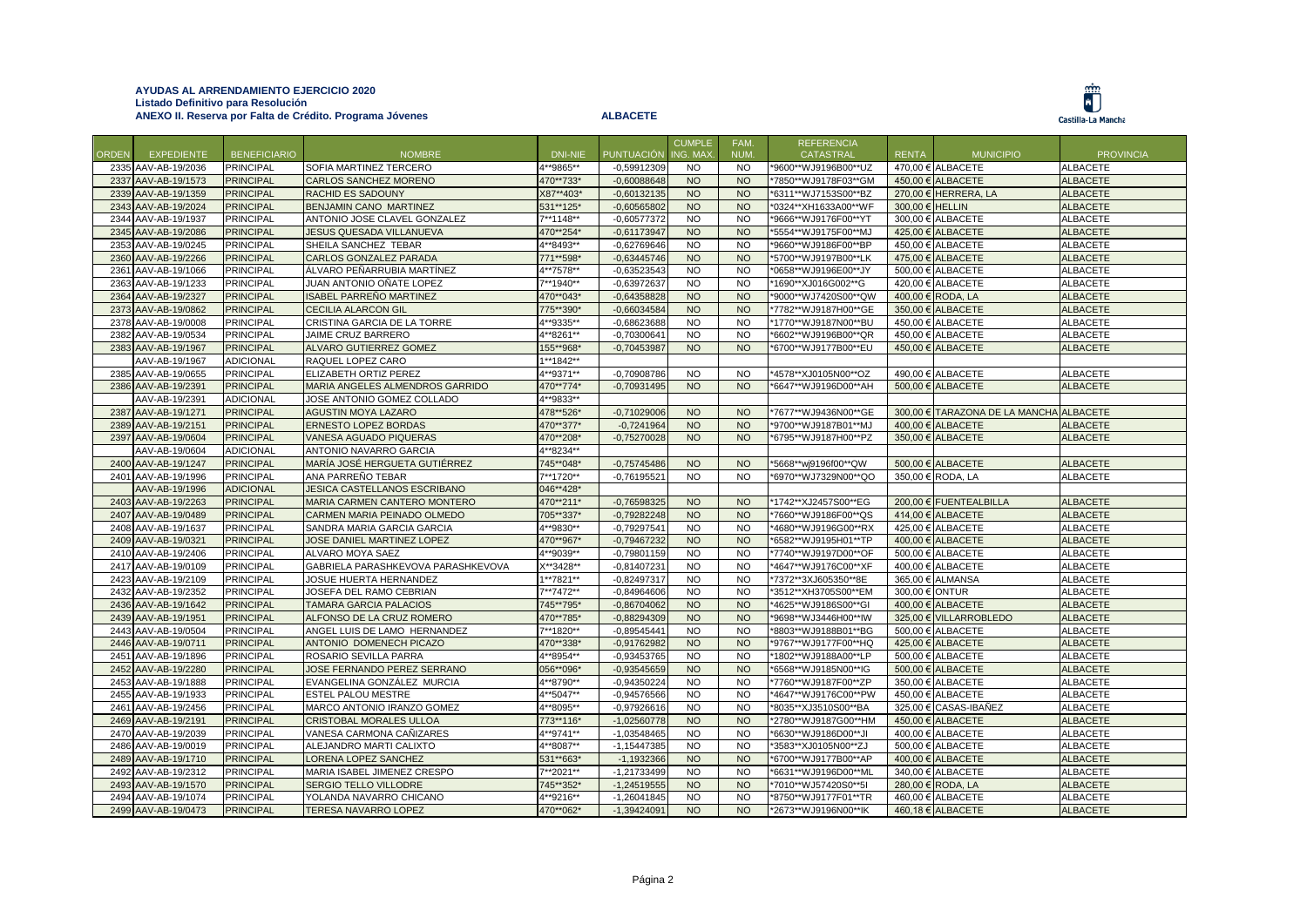**AYUDAS AL ARRENDAMIENTO EJERCICIO 2020**
**Listado Definitivo para Resolución**
**ANEXO II. Reserva por Falta de Crédito. Programa Jóvenes**

**ALBACETE**

Castilla-La Mancha

| ORDEN | EXPEDIENTE | BENEFICIARIO | NOMBRE | DNI-NIE | PUNTUACIÓN | CUMPLE ING. MAX. | FAM. NUM. | REFERENCIA CATASTRAL | RENTA | MUNICIPIO | PROVINCIA |
|---|---|---|---|---|---|---|---|---|---|---|---|
| 2335 | AAV-AB-19/2036 | PRINCIPAL | SOFIA MARTINEZ TERCERO | 4**9865** | -0,59912309 | NO | NO | *9600**WJ9196B00**UZ | 470,00 € | ALBACETE | ALBACETE |
| 2337 | AAV-AB-19/1573 | PRINCIPAL | CARLOS SANCHEZ MORENO | 470**733* | -0,60088648 | NO | NO | *7850**WJ9178F03**GM | 450,00 € | ALBACETE | ALBACETE |
| 2339 | AAV-AB-19/1359 | PRINCIPAL | RACHID ES SADOUNY | X87**403* | -0,60132135 | NO | NO | *6311**WJ7153S00**BZ | 270,00 € | HERRERA, LA | ALBACETE |
| 2343 | AAV-AB-19/2024 | PRINCIPAL | BENJAMIN CANO MARTINEZ | 531**125* | -0,60565802 | NO | NO | *0324**XH1633A00**WF | 300,00 € | HELLIN | ALBACETE |
| 2344 | AAV-AB-19/1937 | PRINCIPAL | ANTONIO JOSE CLAVEL GONZALEZ | 7**1148** | -0,60577372 | NO | NO | *9666**WJ9176F00**YT | 300,00 € | ALBACETE | ALBACETE |
| 2345 | AAV-AB-19/2086 | PRINCIPAL | JESUS QUESADA VILLANUEVA | 470**254* | -0,61173947 | NO | NO | *5554**WJ9175F00**MJ | 425,00 € | ALBACETE | ALBACETE |
| 2353 | AAV-AB-19/0245 | PRINCIPAL | SHEILA SANCHEZ TEBAR | 4**8493** | -0,62769646 | NO | NO | *9660**WJ9186F00**BP | 450,00 € | ALBACETE | ALBACETE |
| 2360 | AAV-AB-19/2266 | PRINCIPAL | CARLOS GONZALEZ PARADA | 771**598* | -0,63445746 | NO | NO | *5700**WJ9197B00**LK | 475,00 € | ALBACETE | ALBACETE |
| 2361 | AAV-AB-19/1066 | PRINCIPAL | ÁLVARO PEÑARRUBIA MARTÍNEZ | 4**7578** | -0,63523543 | NO | NO | *0658**WJ9196E00**JY | 500,00 € | ALBACETE | ALBACETE |
| 2363 | AAV-AB-19/1233 | PRINCIPAL | JUAN ANTONIO OÑATE LOPEZ | 7**1940** | -0,63972637 | NO | NO | *1690**XJ016G002**G | 420,00 € | ALBACETE | ALBACETE |
| 2364 | AAV-AB-19/2327 | PRINCIPAL | ISABEL PARREÑO MARTINEZ | 470**043* | -0,64358828 | NO | NO | *9000**WJ7420S00**QW | 400,00 € | RODA, LA | ALBACETE |
| 2373 | AAV-AB-19/0862 | PRINCIPAL | CECILIA ALARCON GIL | 775**390* | -0,66034584 | NO | NO | *7782**WJ9187H00**GE | 350,00 € | ALBACETE | ALBACETE |
| 2378 | AAV-AB-19/0008 | PRINCIPAL | CRISTINA GARCIA DE LA TORRE | 4**9335** | -0,68623688 | NO | NO | *1770**WJ9187N00**BU | 450,00 € | ALBACETE | ALBACETE |
| 2382 | AAV-AB-19/0534 | PRINCIPAL | JAIME CRUZ BARRERO | 4**8261** | -0,70300641 | NO | NO | *6602**WJ9196B00**QR | 450,00 € | ALBACETE | ALBACETE |
| 2383 | AAV-AB-19/1967 | PRINCIPAL | ALVARO GUTIERREZ GOMEZ | 155**968* | -0,70453987 | NO | NO | *6700**WJ9177B00**EU | 450,00 € | ALBACETE | ALBACETE |
| | AAV-AB-19/1967 | ADICIONAL | RAQUEL LOPEZ CARO | 1**1842** | | | | | | | |
| 2385 | AAV-AB-19/0655 | PRINCIPAL | ELIZABETH ORTIZ PEREZ | 4**9371** | -0,70908786 | NO | NO | *4578**XJ0105N00**OZ | 490,00 € | ALBACETE | ALBACETE |
| 2386 | AAV-AB-19/2391 | PRINCIPAL | MARIA ANGELES ALMENDROS GARRIDO | 470**774* | -0,70931495 | NO | NO | *6647**WJ9196D00**AH | 500,00 € | ALBACETE | ALBACETE |
| | AAV-AB-19/2391 | ADICIONAL | JOSE ANTONIO GOMEZ COLLADO | 4**9833** | | | | | | | |
| 2387 | AAV-AB-19/1271 | PRINCIPAL | AGUSTIN MOYA LAZARO | 478**526* | -0,71029006 | NO | NO | *7677**WJ9436N00**GE | 300,00 € | TARAZONA DE LA MANCHA | ALBACETE |
| 2389 | AAV-AB-19/2151 | PRINCIPAL | ERNESTO LOPEZ BORDAS | 470**377* | -0,7241964 | NO | NO | *9700**WJ9187B01**MJ | 400,00 € | ALBACETE | ALBACETE |
| 2397 | AAV-AB-19/0604 | PRINCIPAL | VANESA AGUADO PIQUERAS | 470**208* | -0,75270028 | NO | NO | *6795**WJ9187H00**PZ | 350,00 € | ALBACETE | ALBACETE |
| | AAV-AB-19/0604 | ADICIONAL | ANTONIO NAVARRO GARCIA | 4**8234** | | | | | | | |
| 2400 | AAV-AB-19/1247 | PRINCIPAL | MARÍA JOSÉ HERGUETA GUTIÉRREZ | 745**048* | -0,75745486 | NO | NO | *5668**wj9196f00**QW | 500,00 € | ALBACETE | ALBACETE |
| 2401 | AAV-AB-19/1996 | PRINCIPAL | ANA PARREÑO TEBAR | 7**1720** | -0,76195521 | NO | NO | *6970**WJ7329N00**QO | 350,00 € | RODA, LA | ALBACETE |
| | AAV-AB-19/1996 | ADICIONAL | JESICA CASTELLANOS ESCRIBANO | 046**428* | | | | | | | |
| 2403 | AAV-AB-19/2263 | PRINCIPAL | MARIA CARMEN CANTERO MONTERO | 470**211* | -0,76598325 | NO | NO | *1742**XJ2457S00**EG | 200,00 € | FUENTEALBILLA | ALBACETE |
| 2407 | AAV-AB-19/0489 | PRINCIPAL | CARMEN MARIA PEINADO OLMEDO | 705**337* | -0,79282248 | NO | NO | *7660**WJ9186F00**QS | 414,00 € | ALBACETE | ALBACETE |
| 2408 | AAV-AB-19/1637 | PRINCIPAL | SANDRA MARIA GARCIA GARCIA | 4**9830** | -0,79297541 | NO | NO | *4680**WJ9196G00**RX | 425,00 € | ALBACETE | ALBACETE |
| 2409 | AAV-AB-19/0321 | PRINCIPAL | JOSE DANIEL MARTINEZ LOPEZ | 470**967* | -0,79467232 | NO | NO | *6582**WJ9195H01**TP | 400,00 € | ALBACETE | ALBACETE |
| 2410 | AAV-AB-19/2406 | PRINCIPAL | ALVARO MOYA SAEZ | 4**9039** | -0,79801159 | NO | NO | *7740**WJ9197D00**OF | 500,00 € | ALBACETE | ALBACETE |
| 2417 | AAV-AB-19/0109 | PRINCIPAL | GABRIELA PARASHKEVOVA PARASHKEVOVA | X**3428** | -0,81407231 | NO | NO | *4647**WJ9176C00**XF | 400,00 € | ALBACETE | ALBACETE |
| 2423 | AAV-AB-19/2109 | PRINCIPAL | JOSUE HUERTA HERNANDEZ | 1**7821** | -0,82497317 | NO | NO | *7372**3XJ605350**8E | 365,00 € | ALMANSA | ALBACETE |
| 2432 | AAV-AB-19/2352 | PRINCIPAL | JOSEFA DEL RAMO CEBRIAN | 7**7472** | -0,84964606 | NO | NO | *3512**XH3705S00**EM | 300,00 € | ONTUR | ALBACETE |
| 2436 | AAV-AB-19/1642 | PRINCIPAL | TAMARA GARCIA PALACIOS | 745**795* | -0,86704062 | NO | NO | *4625**WJ9186S00**GI | 400,00 € | ALBACETE | ALBACETE |
| 2439 | AAV-AB-19/1951 | PRINCIPAL | ALFONSO DE LA CRUZ ROMERO | 470**785* | -0,88294309 | NO | NO | *9698**WJ3446H00**IW | 325,00 € | VILLARROBLEDO | ALBACETE |
| 2443 | AAV-AB-19/0504 | PRINCIPAL | ANGEL LUIS DE LAMO HERNANDEZ | 7**1820** | -0,89545441 | NO | NO | *8803**WJ9188B01**BG | 500,00 € | ALBACETE | ALBACETE |
| 2446 | AAV-AB-19/0711 | PRINCIPAL | ANTONIO DOMENECH PICAZO | 470**338* | -0,91762982 | NO | NO | *9767**WJ9177F00**HQ | 425,00 € | ALBACETE | ALBACETE |
| 2451 | AAV-AB-19/1896 | PRINCIPAL | ROSARIO SEVILLA PARRA | 4**8954** | -0,93453765 | NO | NO | *1802**WJ9188A00**LP | 500,00 € | ALBACETE | ALBACETE |
| 2452 | AAV-AB-19/2280 | PRINCIPAL | JOSE FERNANDO PEREZ SERRANO | 056**096* | -0,93545659 | NO | NO | *6568**WJ9185N00**IG | 500,00 € | ALBACETE | ALBACETE |
| 2453 | AAV-AB-19/1888 | PRINCIPAL | EVANGELINA GONZÁLEZ MURCIA | 4**8790** | -0,94350224 | NO | NO | *7760**WJ9187F00**ZP | 350,00 € | ALBACETE | ALBACETE |
| 2455 | AAV-AB-19/1933 | PRINCIPAL | ESTEL PALOU MESTRE | 4**5047** | -0,94576566 | NO | NO | *4647**WJ9176C00**PW | 450,00 € | ALBACETE | ALBACETE |
| 2461 | AAV-AB-19/2456 | PRINCIPAL | MARCO ANTONIO IRANZO GOMEZ | 4**8095** | -0,97926616 | NO | NO | *8035**XJ3510S00**BA | 325,00 € | CASAS-IBAÑEZ | ALBACETE |
| 2469 | AAV-AB-19/2191 | PRINCIPAL | CRISTOBAL MORALES ULLOA | 773**116* | -1,02560778 | NO | NO | *2780**WJ9187G00**HM | 450,00 € | ALBACETE | ALBACETE |
| 2470 | AAV-AB-19/2039 | PRINCIPAL | VANESA CARMONA CAÑIZARES | 4**9741** | -1,03548465 | NO | NO | *6630**WJ9186D00**JI | 400,00 € | ALBACETE | ALBACETE |
| 2486 | AAV-AB-19/0019 | PRINCIPAL | ALEJANDRO MARTI CALIXTO | 4**8087** | -1,15447385 | NO | NO | *3583**XJ0105N00**ZJ | 500,00 € | ALBACETE | ALBACETE |
| 2489 | AAV-AB-19/1710 | PRINCIPAL | LORENA LOPEZ SANCHEZ | 531**663* | -1,1932366 | NO | NO | *6700**WJ9177B00**AP | 400,00 € | ALBACETE | ALBACETE |
| 2492 | AAV-AB-19/2312 | PRINCIPAL | MARIA ISABEL JIMENEZ CRESPO | 7**2021** | -1,21733499 | NO | NO | *6631**WJ9196D00**ML | 340,00 € | ALBACETE | ALBACETE |
| 2493 | AAV-AB-19/1570 | PRINCIPAL | SERGIO TELLO VILLODRE | 745**352* | -1,24519555 | NO | NO | *7010**WJ57420S0**5I | 280,00 € | RODA, LA | ALBACETE |
| 2494 | AAV-AB-19/1074 | PRINCIPAL | YOLANDA NAVARRO CHICANO | 4**9216** | -1,26041845 | NO | NO | *8750**WJ9177F01**TR | 460,00 € | ALBACETE | ALBACETE |
| 2499 | AAV-AB-19/0473 | PRINCIPAL | TERESA NAVARRO LOPEZ | 470**062* | -1,39424091 | NO | NO | *2673**WJ9196N00**IK | 460,18 € | ALBACETE | ALBACETE |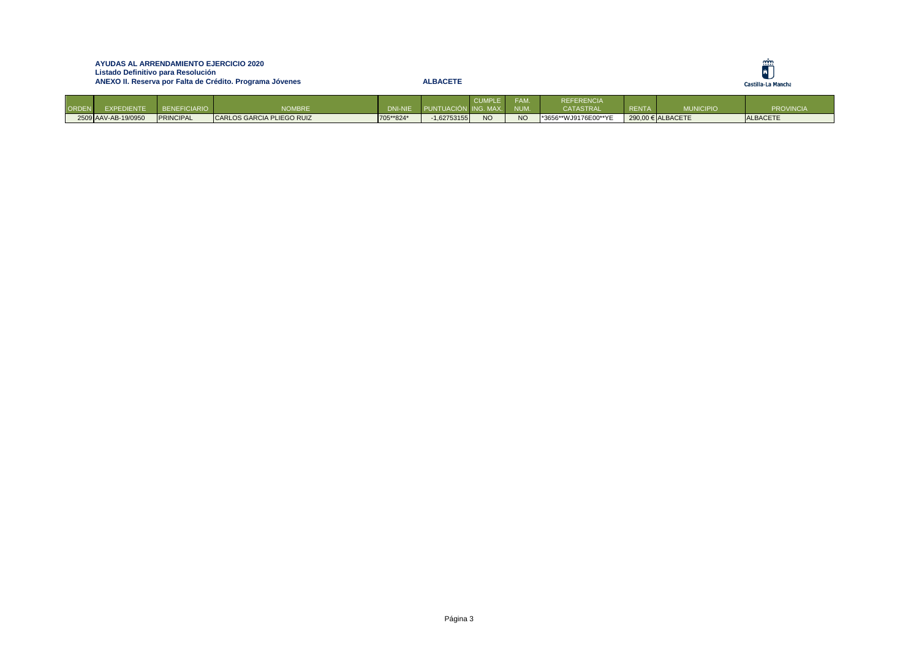**AYUDAS AL ARRENDAMIENTO EJERCICIO 2020**
**Listado Definitivo para Resolución**
**ANEXO II. Reserva por Falta de Crédito. Programa Jóvenes** **ALBACETE**

Castilla-La Mancha

| ORDEN | EXPEDIENTE | BENEFICIARIO | NOMBRE | DNI-NIE | PUNTUACIÓN | CUMPLE ING. MAX. | FAM. NUM. | REFERENCIA CATASTRAL | RENTA | MUNICIPIO | PROVINCIA |
|---|---|---|---|---|---|---|---|---|---|---|---|
| 2509 | AAV-AB-19/0950 | PRINCIPAL | CARLOS GARCIA PLIEGO RUIZ | 705**824* | -1,62753155 | NO | NO | *3656**WJ9176E00**YE | 290,00 € | ALBACETE | ALBACETE |